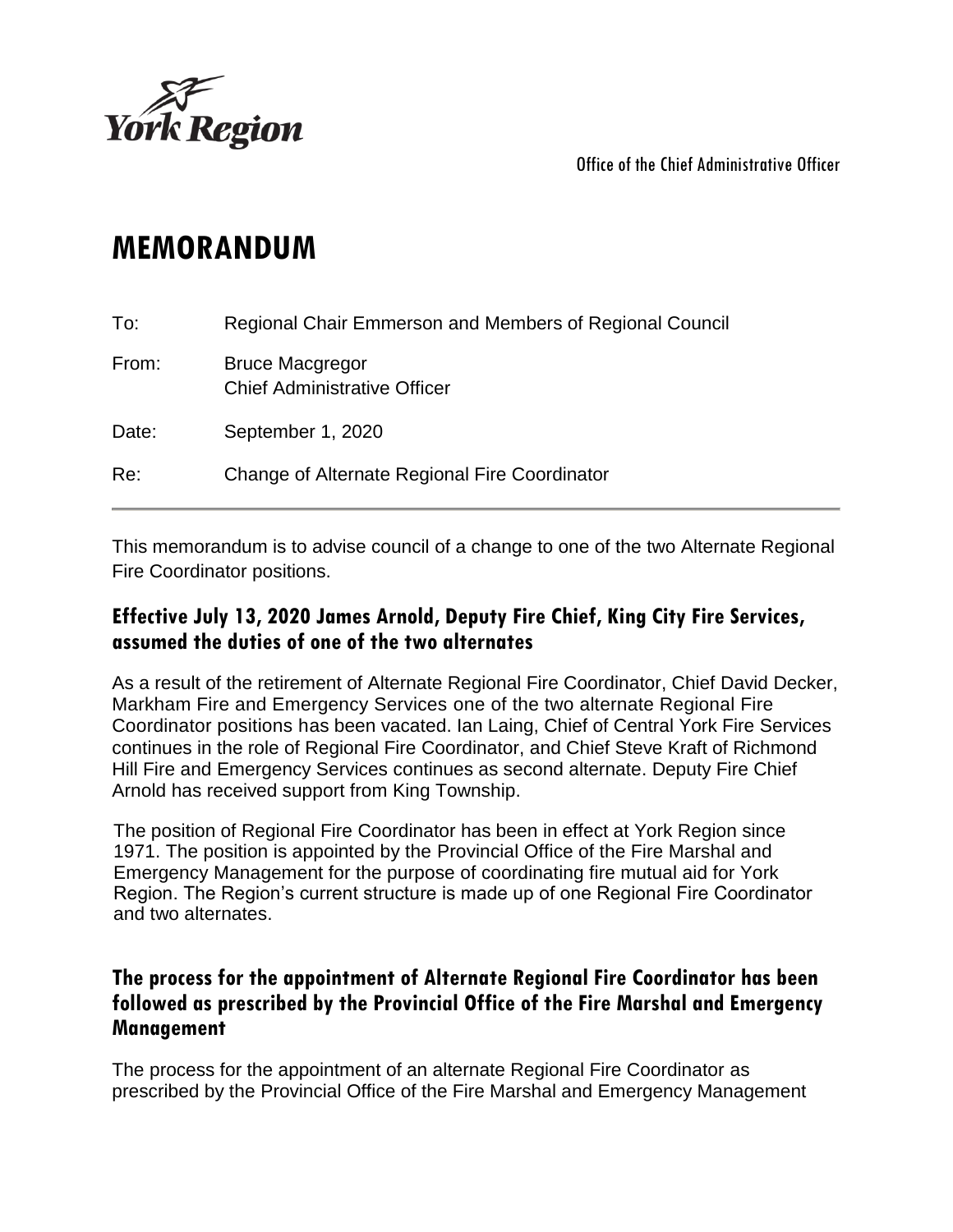York Region

Office of the Chief Administrative Officer

# MEMORANDUM

To: Regional Chair Emmerson and Members of Regional Council

From: Bruce Macgregor
Chief Administrative Officer

Date: September 1, 2020

Re: Change of Alternate Regional Fire Coordinator

---

This memorandum is to advise council of a change to one of the two Alternate Regional Fire Coordinator positions.

## Effective July 13, 2020 James Arnold, Deputy Fire Chief, King City Fire Services, assumed the duties of one of the two alternates

As a result of the retirement of Alternate Regional Fire Coordinator, Chief David Decker, Markham Fire and Emergency Services one of the two alternate Regional Fire Coordinator positions has been vacated. Ian Laing, Chief of Central York Fire Services continues in the role of Regional Fire Coordinator, and Chief Steve Kraft of Richmond Hill Fire and Emergency Services continues as second alternate. Deputy Fire Chief Arnold has received support from King Township.

The position of Regional Fire Coordinator has been in effect at York Region since 1971. The position is appointed by the Provincial Office of the Fire Marshal and Emergency Management for the purpose of coordinating fire mutual aid for York Region. The Region's current structure is made up of one Regional Fire Coordinator and two alternates.

## The process for the appointment of Alternate Regional Fire Coordinator has been followed as prescribed by the Provincial Office of the Fire Marshal and Emergency Management

The process for the appointment of an alternate Regional Fire Coordinator as prescribed by the Provincial Office of the Fire Marshal and Emergency Management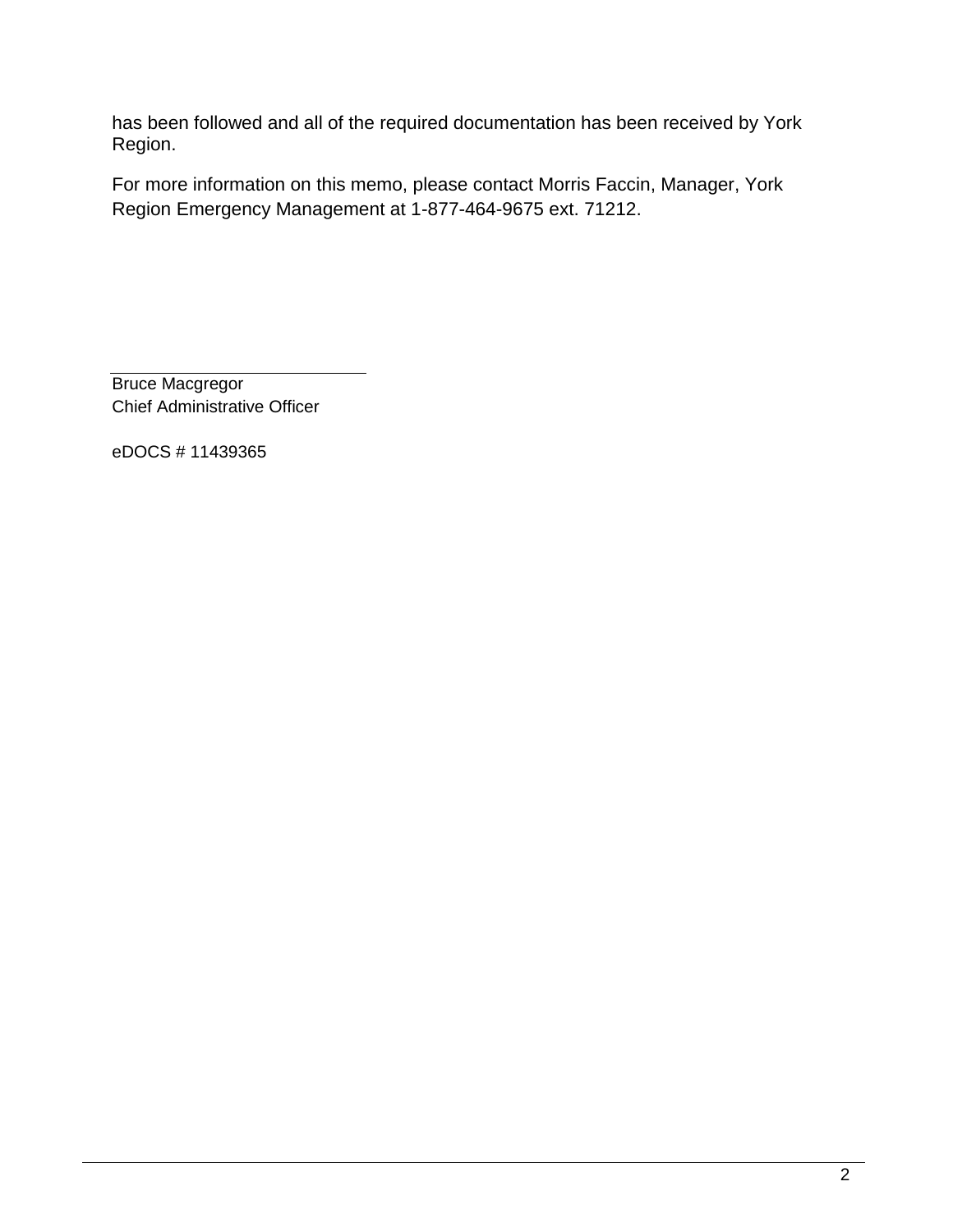has been followed and all of the required documentation has been received by York Region.

For more information on this memo, please contact Morris Faccin, Manager, York Region Emergency Management at 1-877-464-9675 ext. 71212.

Bruce Macgregor
Chief Administrative Officer

eDOCS # 11439365